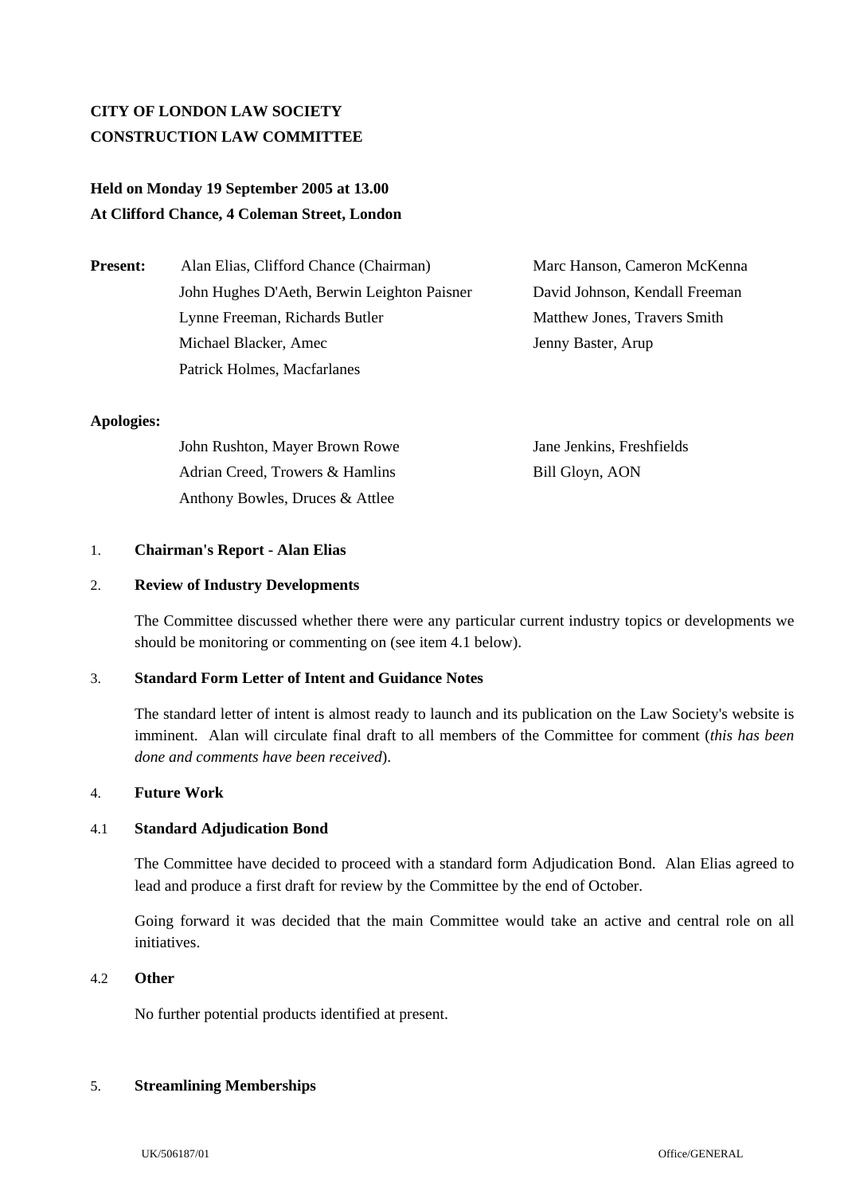**CITY OF LONDON LAW SOCIETY**
**CONSTRUCTION LAW COMMITTEE**

**Held on Monday 19 September 2005 at 13.00**
**At Clifford Chance, 4 Coleman Street, London**

**Present:**

Alan Elias, Clifford Chance (Chairman)
John Hughes D'Aeth, Berwin Leighton Paisner
Lynne Freeman, Richards Butler
Michael Blacker, Amec
Patrick Holmes, Macfarlanes
Marc Hanson, Cameron McKenna
David Johnson, Kendall Freeman
Matthew Jones, Travers Smith
Jenny Baster, Arup

**Apologies:**

John Rushton, Mayer Brown Rowe
Adrian Creed, Trowers & Hamlins
Anthony Bowles, Druces & Attlee
Jane Jenkins, Freshfields
Bill Gloyn, AON

1. **Chairman's Report - Alan Elias**

2. **Review of Industry Developments**

   The Committee discussed whether there were any particular current industry topics or developments we should be monitoring or commenting on (see item 4.1 below).

3. **Standard Form Letter of Intent and Guidance Notes**

   The standard letter of intent is almost ready to launch and its publication on the Law Society's website is imminent. Alan will circulate final draft to all members of the Committee for comment (*this has been done and comments have been received*).

4. **Future Work**

4.1 **Standard Adjudication Bond**

   The Committee have decided to proceed with a standard form Adjudication Bond. Alan Elias agreed to lead and produce a first draft for review by the Committee by the end of October.

   Going forward it was decided that the main Committee would take an active and central role on all initiatives.

4.2 **Other**

   No further potential products identified at present.

5. **Streamlining Memberships**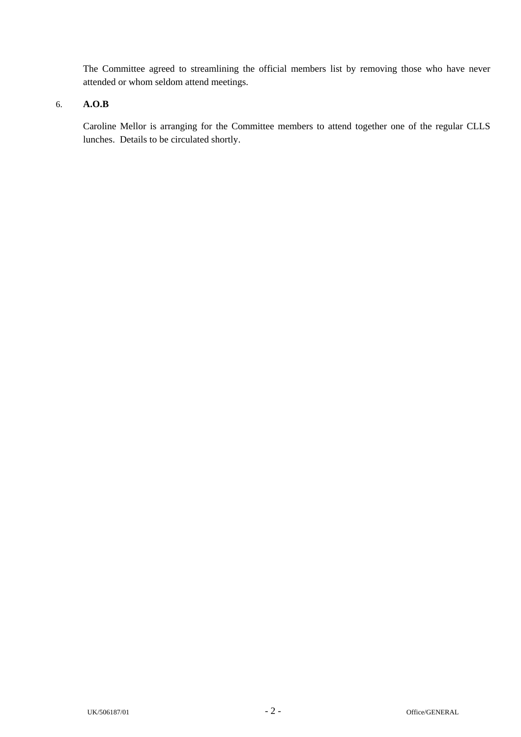The Committee agreed to streamlining the official members list by removing those who have never attended or whom seldom attend meetings.

6. **A.O.B**

Caroline Mellor is arranging for the Committee members to attend together one of the regular CLLS lunches. Details to be circulated shortly.